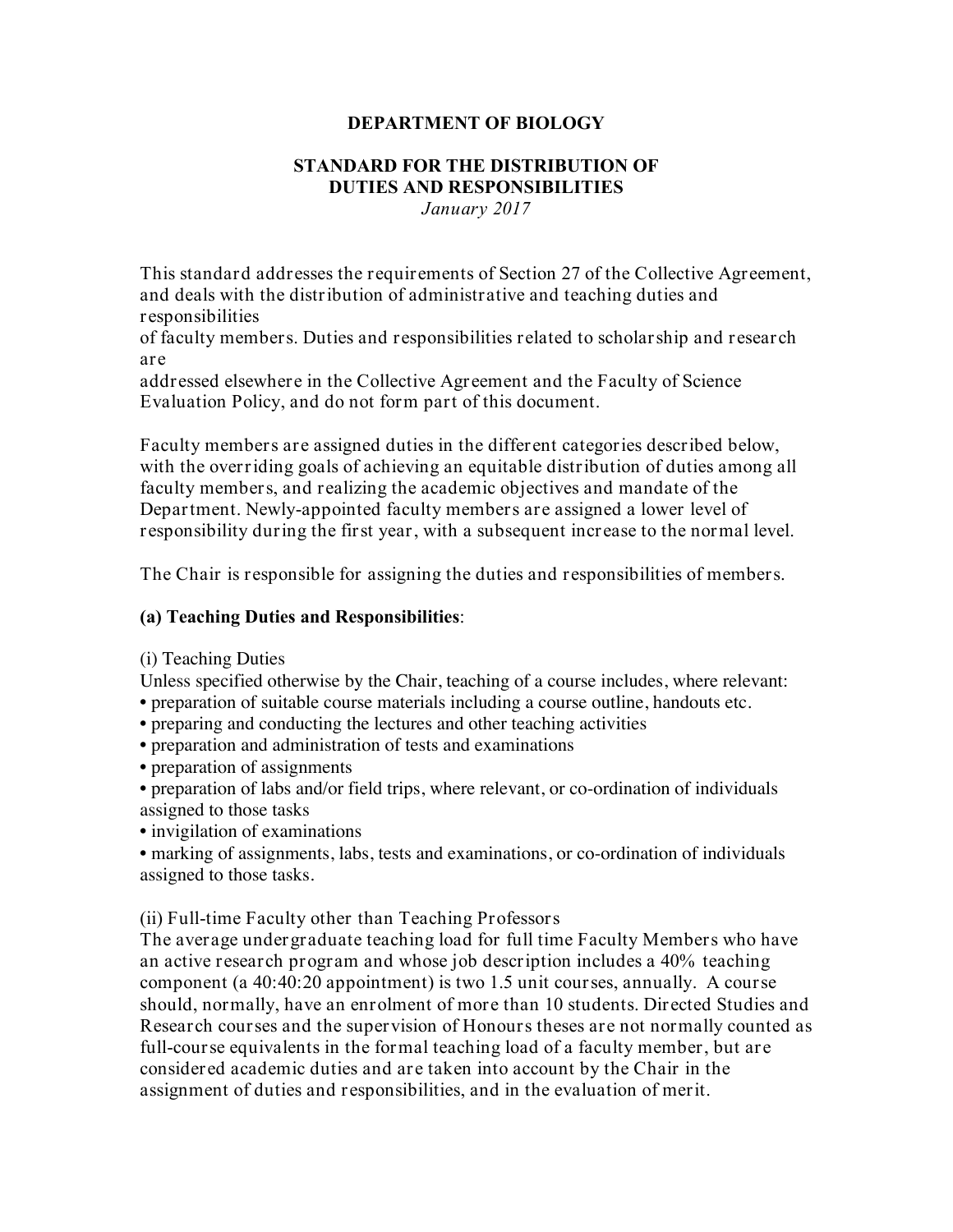# DEPARTMENT OF BIOLOGY

## STANDARD FOR THE DISTRIBUTION OF DUTIES AND RESPONSIBILITIES

*January 2017*

This standard addresses the requirements of Section 27 of the Collective Agreement, and deals with the distribution of administrative and teaching duties and responsibilities of faculty members. Duties and responsibilities related to scholarship and research are addressed elsewhere in the Collective Agreement and the Faculty of Science Evaluation Policy, and do not form part of this document.

Faculty members are assigned duties in the different categories described below, with the overriding goals of achieving an equitable distribution of duties among all faculty members, and realizing the academic objectives and mandate of the Department. Newly-appointed faculty members are assigned a lower level of responsibility during the first year, with a subsequent increase to the normal level.

The Chair is responsible for assigning the duties and responsibilities of members.

**(a) Teaching Duties and Responsibilities**:

(i) Teaching Duties

Unless specified otherwise by the Chair, teaching of a course includes, where relevant:

- preparation of suitable course materials including a course outline, handouts etc.
- preparing and conducting the lectures and other teaching activities
- preparation and administration of tests and examinations
- preparation of assignments
- preparation of labs and/or field trips, where relevant, or co-ordination of individuals assigned to those tasks
- invigilation of examinations
- marking of assignments, labs, tests and examinations, or co-ordination of individuals assigned to those tasks.

(ii) Full-time Faculty other than Teaching Professors

The average undergraduate teaching load for full time Faculty Members who have an active research program and whose job description includes a 40% teaching component (a 40:40:20 appointment) is two 1.5 unit courses, annually. A course should, normally, have an enrolment of more than 10 students. Directed Studies and Research courses and the supervision of Honours theses are not normally counted as full-course equivalents in the formal teaching load of a faculty member, but are considered academic duties and are taken into account by the Chair in the assignment of duties and responsibilities, and in the evaluation of merit.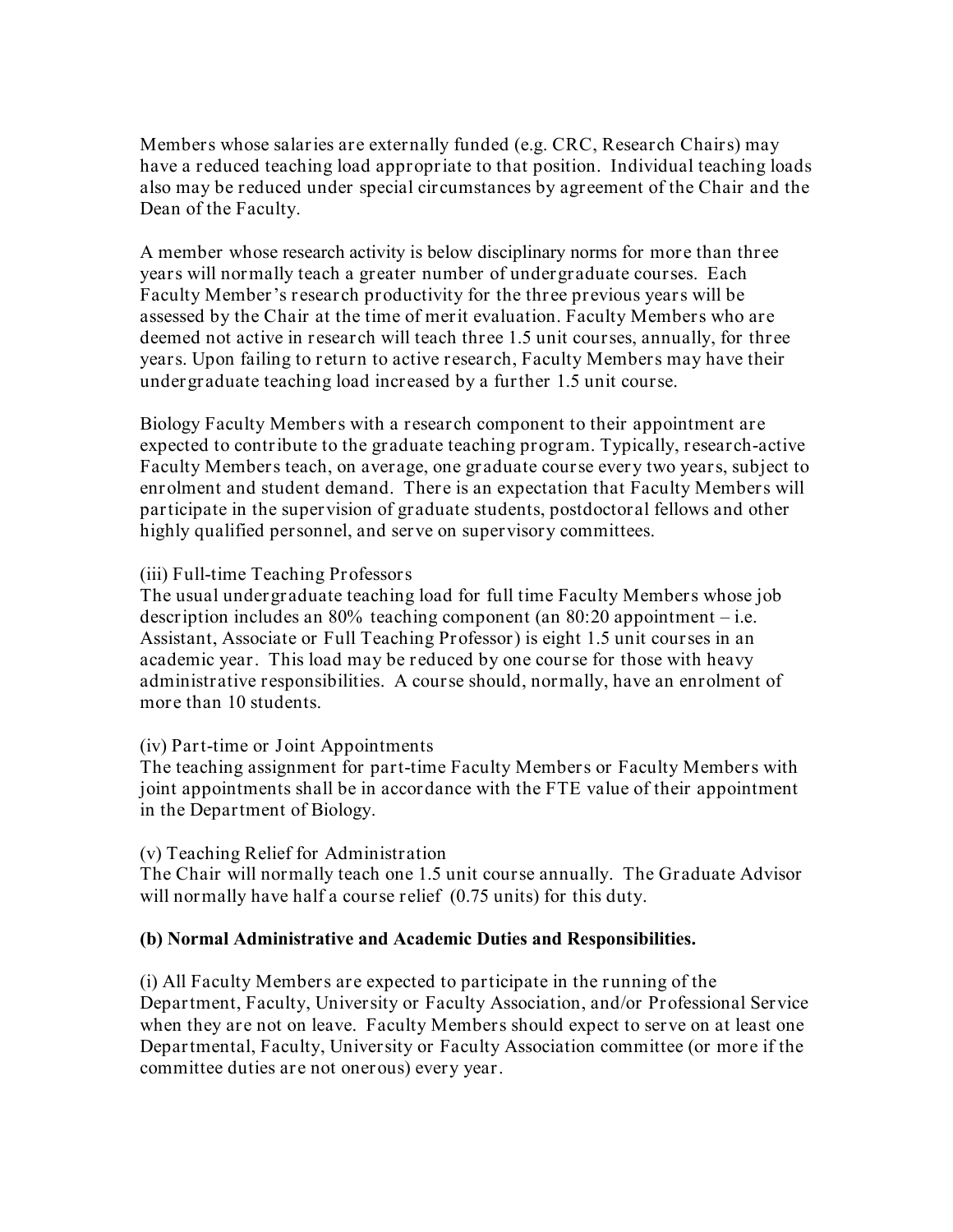Members whose salaries are externally funded (e.g. CRC, Research Chairs) may have a reduced teaching load appropriate to that position. Individual teaching loads also may be reduced under special circumstances by agreement of the Chair and the Dean of the Faculty.

A member whose research activity is below disciplinary norms for more than three years will normally teach a greater number of undergraduate courses. Each Faculty Member's research productivity for the three previous years will be assessed by the Chair at the time of merit evaluation. Faculty Members who are deemed not active in research will teach three 1.5 unit courses, annually, for three years. Upon failing to return to active research, Faculty Members may have their undergraduate teaching load increased by a further 1.5 unit course.

Biology Faculty Members with a research component to their appointment are expected to contribute to the graduate teaching program. Typically, research-active Faculty Members teach, on average, one graduate course every two years, subject to enrolment and student demand. There is an expectation that Faculty Members will participate in the supervision of graduate students, postdoctoral fellows and other highly qualified personnel, and serve on supervisory committees.

(iii) Full-time Teaching Professors

The usual undergraduate teaching load for full time Faculty Members whose job description includes an 80% teaching component (an 80:20 appointment – i.e. Assistant, Associate or Full Teaching Professor) is eight 1.5 unit courses in an academic year. This load may be reduced by one course for those with heavy administrative responsibilities. A course should, normally, have an enrolment of more than 10 students.

(iv) Part-time or Joint Appointments

The teaching assignment for part-time Faculty Members or Faculty Members with joint appointments shall be in accordance with the FTE value of their appointment in the Department of Biology.

(v) Teaching Relief for Administration

The Chair will normally teach one 1.5 unit course annually. The Graduate Advisor will normally have half a course relief (0.75 units) for this duty.

**(b) Normal Administrative and Academic Duties and Responsibilities.**

(i) All Faculty Members are expected to participate in the running of the Department, Faculty, University or Faculty Association, and/or Professional Service when they are not on leave. Faculty Members should expect to serve on at least one Departmental, Faculty, University or Faculty Association committee (or more if the committee duties are not onerous) every year.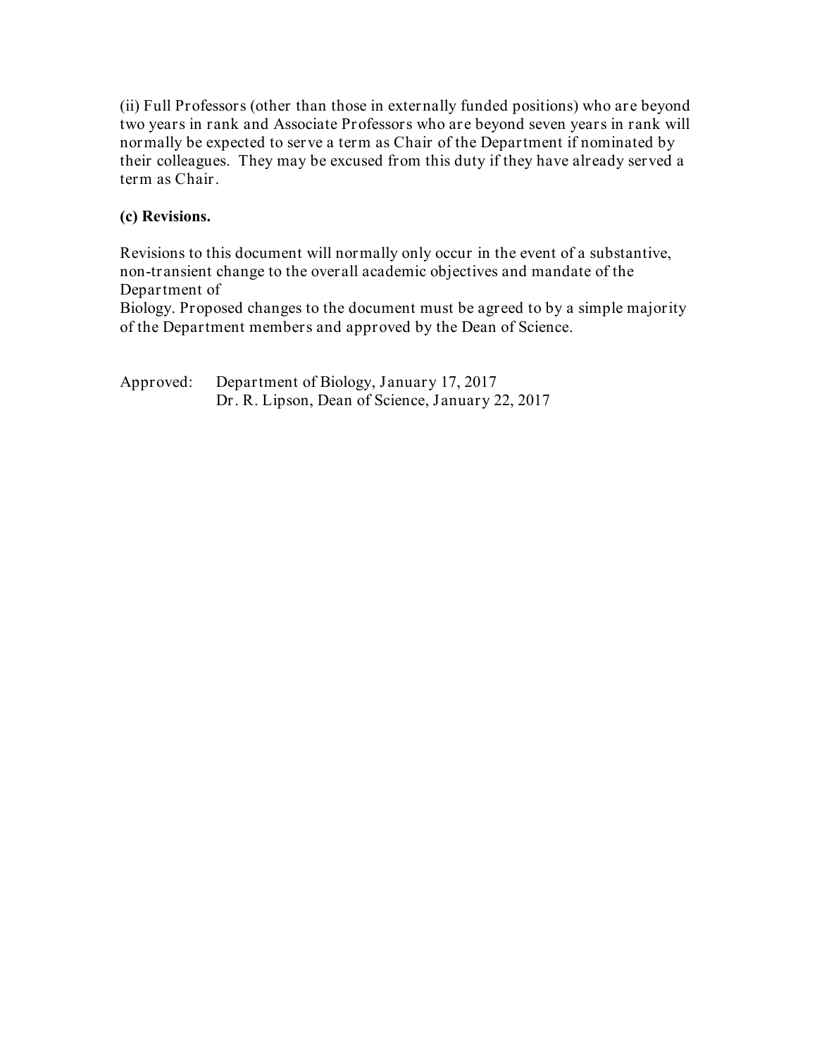(ii) Full Professors (other than those in externally funded positions) who are beyond two years in rank and Associate Professors who are beyond seven years in rank will normally be expected to serve a term as Chair of the Department if nominated by their colleagues. They may be excused from this duty if they have already served a term as Chair.

**(c) Revisions.**

Revisions to this document will normally only occur in the event of a substantive, non-transient change to the overall academic objectives and mandate of the Department of Biology. Proposed changes to the document must be agreed to by a simple majority of the Department members and approved by the Dean of Science.

Approved: Department of Biology, January 17, 2017
Dr. R. Lipson, Dean of Science, January 22, 2017